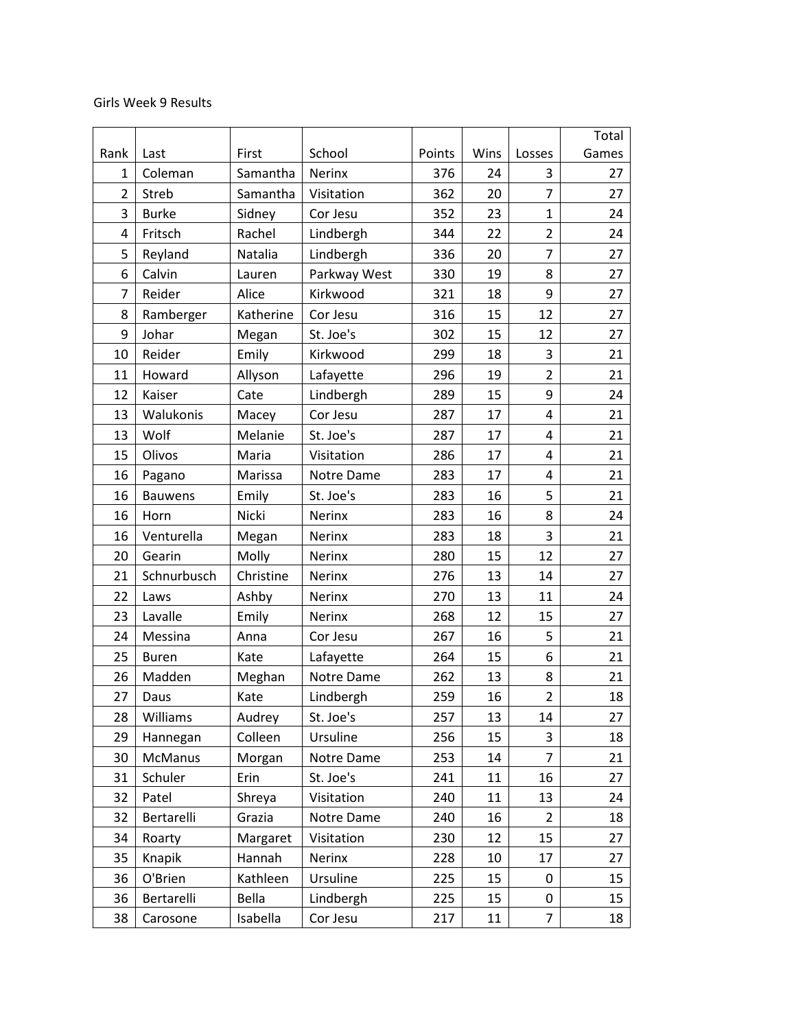Girls Week 9 Results

| Rank | Last | First | School | Points | Wins | Losses | Total Games |
|---|---|---|---|---|---|---|---|
| 1 | Coleman | Samantha | Nerinx | 376 | 24 | 3 | 27 |
| 2 | Streb | Samantha | Visitation | 362 | 20 | 7 | 27 |
| 3 | Burke | Sidney | Cor Jesu | 352 | 23 | 1 | 24 |
| 4 | Fritsch | Rachel | Lindbergh | 344 | 22 | 2 | 24 |
| 5 | Reyland | Natalia | Lindbergh | 336 | 20 | 7 | 27 |
| 6 | Calvin | Lauren | Parkway West | 330 | 19 | 8 | 27 |
| 7 | Reider | Alice | Kirkwood | 321 | 18 | 9 | 27 |
| 8 | Ramberger | Katherine | Cor Jesu | 316 | 15 | 12 | 27 |
| 9 | Johar | Megan | St. Joe's | 302 | 15 | 12 | 27 |
| 10 | Reider | Emily | Kirkwood | 299 | 18 | 3 | 21 |
| 11 | Howard | Allyson | Lafayette | 296 | 19 | 2 | 21 |
| 12 | Kaiser | Cate | Lindbergh | 289 | 15 | 9 | 24 |
| 13 | Walukonis | Macey | Cor Jesu | 287 | 17 | 4 | 21 |
| 13 | Wolf | Melanie | St. Joe's | 287 | 17 | 4 | 21 |
| 15 | Olivos | Maria | Visitation | 286 | 17 | 4 | 21 |
| 16 | Pagano | Marissa | Notre Dame | 283 | 17 | 4 | 21 |
| 16 | Bauwens | Emily | St. Joe's | 283 | 16 | 5 | 21 |
| 16 | Horn | Nicki | Nerinx | 283 | 16 | 8 | 24 |
| 16 | Venturella | Megan | Nerinx | 283 | 18 | 3 | 21 |
| 20 | Gearin | Molly | Nerinx | 280 | 15 | 12 | 27 |
| 21 | Schnurbusch | Christine | Nerinx | 276 | 13 | 14 | 27 |
| 22 | Laws | Ashby | Nerinx | 270 | 13 | 11 | 24 |
| 23 | Lavalle | Emily | Nerinx | 268 | 12 | 15 | 27 |
| 24 | Messina | Anna | Cor Jesu | 267 | 16 | 5 | 21 |
| 25 | Buren | Kate | Lafayette | 264 | 15 | 6 | 21 |
| 26 | Madden | Meghan | Notre Dame | 262 | 13 | 8 | 21 |
| 27 | Daus | Kate | Lindbergh | 259 | 16 | 2 | 18 |
| 28 | Williams | Audrey | St. Joe's | 257 | 13 | 14 | 27 |
| 29 | Hannegan | Colleen | Ursuline | 256 | 15 | 3 | 18 |
| 30 | McManus | Morgan | Notre Dame | 253 | 14 | 7 | 21 |
| 31 | Schuler | Erin | St. Joe's | 241 | 11 | 16 | 27 |
| 32 | Patel | Shreya | Visitation | 240 | 11 | 13 | 24 |
| 32 | Bertarelli | Grazia | Notre Dame | 240 | 16 | 2 | 18 |
| 34 | Roarty | Margaret | Visitation | 230 | 12 | 15 | 27 |
| 35 | Knapik | Hannah | Nerinx | 228 | 10 | 17 | 27 |
| 36 | O'Brien | Kathleen | Ursuline | 225 | 15 | 0 | 15 |
| 36 | Bertarelli | Bella | Lindbergh | 225 | 15 | 0 | 15 |
| 38 | Carosone | Isabella | Cor Jesu | 217 | 11 | 7 | 18 |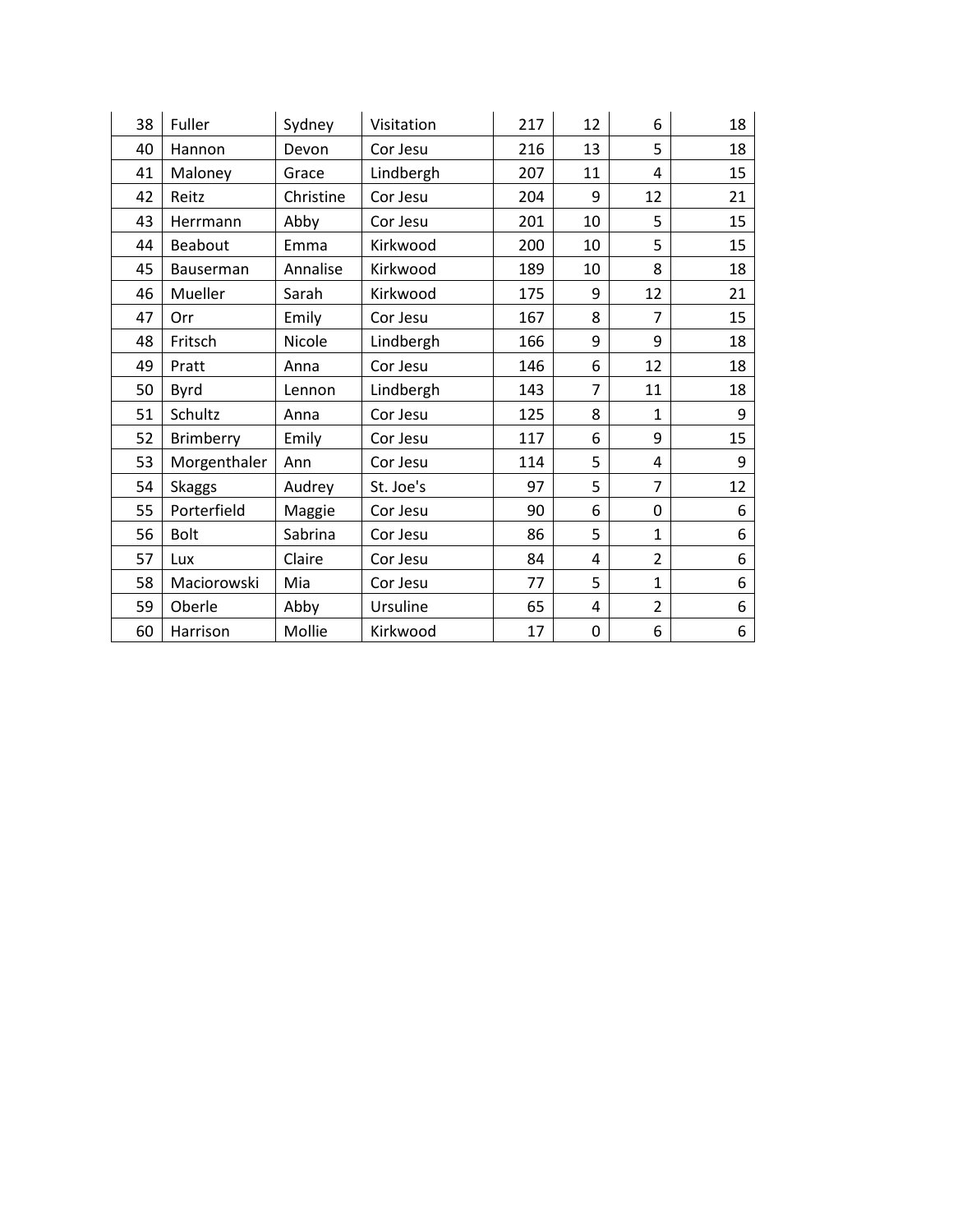| | | | | | | | |
|---|---|---|---|---|---|---|---|
| 38 | Fuller | Sydney | Visitation | 217 | 12 | 6 | 18 |
| 40 | Hannon | Devon | Cor Jesu | 216 | 13 | 5 | 18 |
| 41 | Maloney | Grace | Lindbergh | 207 | 11 | 4 | 15 |
| 42 | Reitz | Christine | Cor Jesu | 204 | 9 | 12 | 21 |
| 43 | Herrmann | Abby | Cor Jesu | 201 | 10 | 5 | 15 |
| 44 | Beabout | Emma | Kirkwood | 200 | 10 | 5 | 15 |
| 45 | Bauserman | Annalise | Kirkwood | 189 | 10 | 8 | 18 |
| 46 | Mueller | Sarah | Kirkwood | 175 | 9 | 12 | 21 |
| 47 | Orr | Emily | Cor Jesu | 167 | 8 | 7 | 15 |
| 48 | Fritsch | Nicole | Lindbergh | 166 | 9 | 9 | 18 |
| 49 | Pratt | Anna | Cor Jesu | 146 | 6 | 12 | 18 |
| 50 | Byrd | Lennon | Lindbergh | 143 | 7 | 11 | 18 |
| 51 | Schultz | Anna | Cor Jesu | 125 | 8 | 1 | 9 |
| 52 | Brimberry | Emily | Cor Jesu | 117 | 6 | 9 | 15 |
| 53 | Morgenthaler | Ann | Cor Jesu | 114 | 5 | 4 | 9 |
| 54 | Skaggs | Audrey | St. Joe's | 97 | 5 | 7 | 12 |
| 55 | Porterfield | Maggie | Cor Jesu | 90 | 6 | 0 | 6 |
| 56 | Bolt | Sabrina | Cor Jesu | 86 | 5 | 1 | 6 |
| 57 | Lux | Claire | Cor Jesu | 84 | 4 | 2 | 6 |
| 58 | Maciorowski | Mia | Cor Jesu | 77 | 5 | 1 | 6 |
| 59 | Oberle | Abby | Ursuline | 65 | 4 | 2 | 6 |
| 60 | Harrison | Mollie | Kirkwood | 17 | 0 | 6 | 6 |